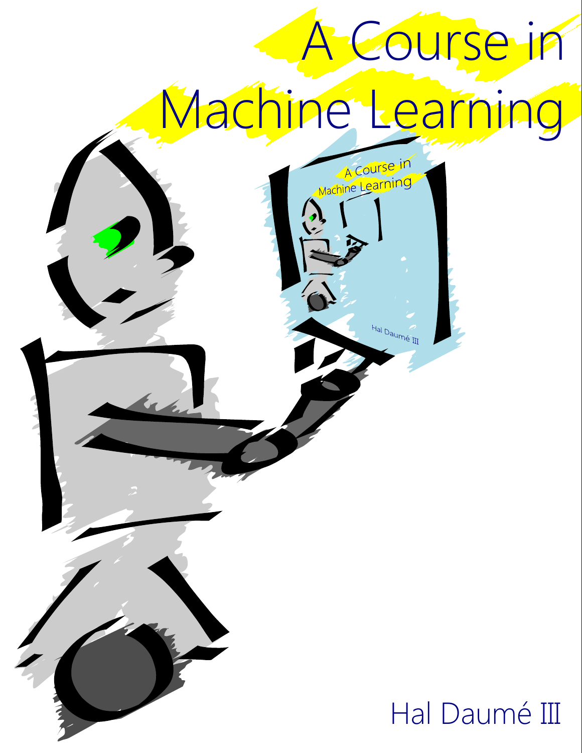# A Course in Machine Learning

Hal Daumé III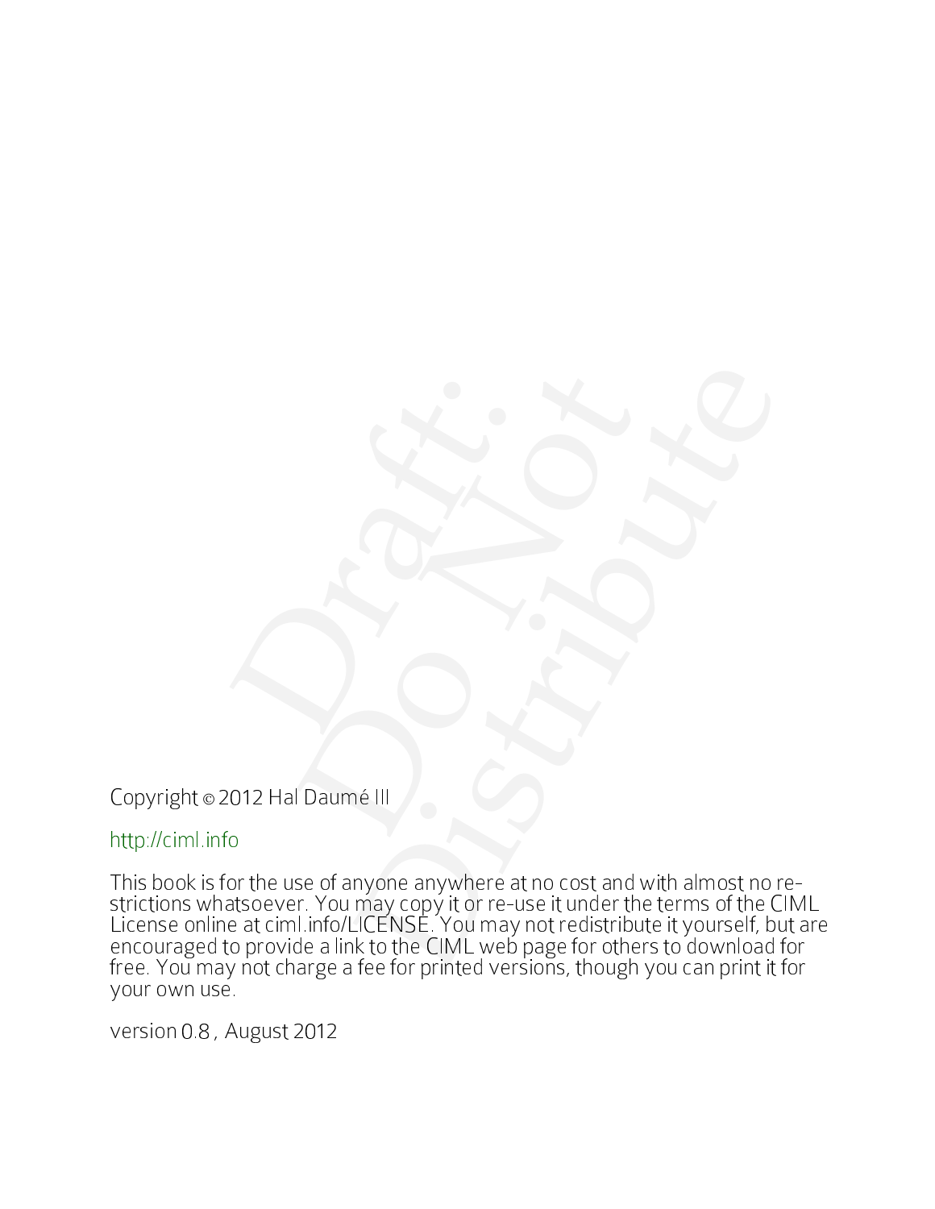Copyright © 2012 Hal Daumé III

http://ciml.info

This book is for the use of anyone anywhere at no cost and with almost no restrictions whatsoever. You may copy it or re-use it under the terms of the CIML License online at ciml.info/LICENSE. You may not redistribute it yourself, but are encouraged to provide a link to the CIML web page for others to download for free. You may not charge a fee for printed versions, though you can print it for your own use.

version 0.8 , August 2012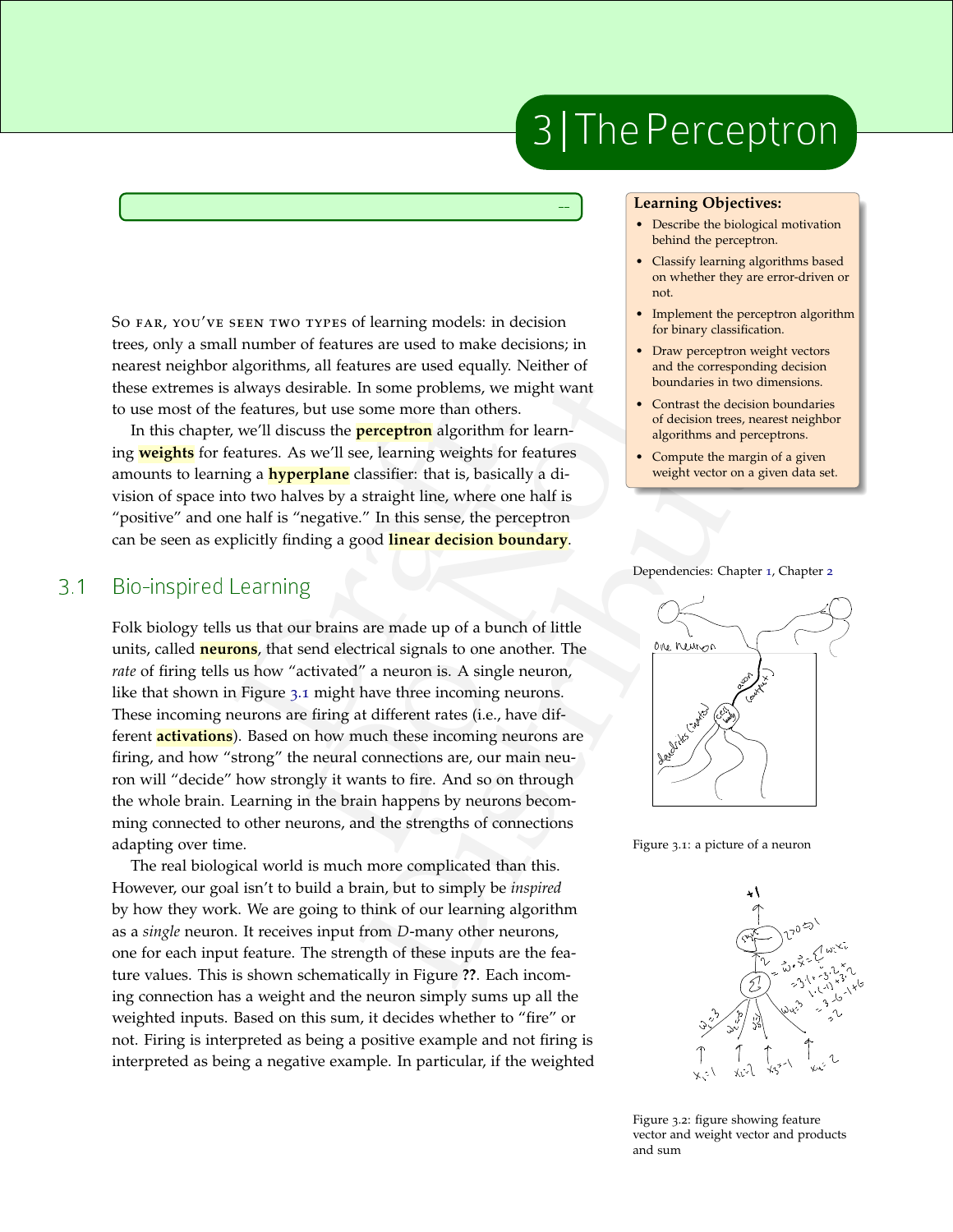# 3 | The Perceptron

**Learning Objectives:**

- Describe the biological motivation behind the perceptron.
- Classify learning algorithms based on whether they are error-driven or not.
- Implement the perceptron algorithm for binary classification.
- Draw perceptron weight vectors and the corresponding decision boundaries in two dimensions.
- Contrast the decision boundaries of decision trees, nearest neighbor algorithms and perceptrons.
- Compute the margin of a given weight vector on a given data set.

Dependencies: Chapter 1, Chapter 2

So far, you've seen two types of learning models: in decision trees, only a small number of features are used to make decisions; in nearest neighbor algorithms, all features are used equally. Neither of these extremes is always desirable. In some problems, we might want to use most of the features, but use some more than others.

In this chapter, we'll discuss the **perceptron** algorithm for learning **weights** for features. As we'll see, learning weights for features amounts to learning a **hyperplane** classifier: that is, basically a division of space into two halves by a straight line, where one half is "positive" and one half is "negative." In this sense, the perceptron can be seen as explicitly finding a good **linear decision boundary**.

## 3.1 Bio-inspired Learning

Folk biology tells us that our brains are made up of a bunch of little units, called **neurons**, that send electrical signals to one another. The *rate* of firing tells us how "activated" a neuron is. A single neuron, like that shown in Figure 3.1 might have three incoming neurons. These incoming neurons are firing at different rates (i.e., have different **activations**). Based on how much these incoming neurons are firing, and how "strong" the neural connections are, our main neuron will "decide" how strongly it wants to fire. And so on through the whole brain. Learning in the brain happens by neurons becomming connected to other neurons, and the strengths of connections adapting over time.

Figure 3.1: a picture of a neuron

The real biological world is much more complicated than this. However, our goal isn't to build a brain, but to simply be *inspired* by how they work. We are going to think of our learning algorithm as a *single* neuron. It receives input from $D$-many other neurons, one for each input feature. The strength of these inputs are the feature values. This is shown schematically in Figure **??**. Each incoming connection has a weight and the neuron simply sums up all the weighted inputs. Based on this sum, it decides whether to "fire" or not. Firing is interpreted as being a positive example and not firing is interpreted as being a negative example. In particular, if the weighted

Figure 3.2: figure showing feature vector and weight vector and products and sum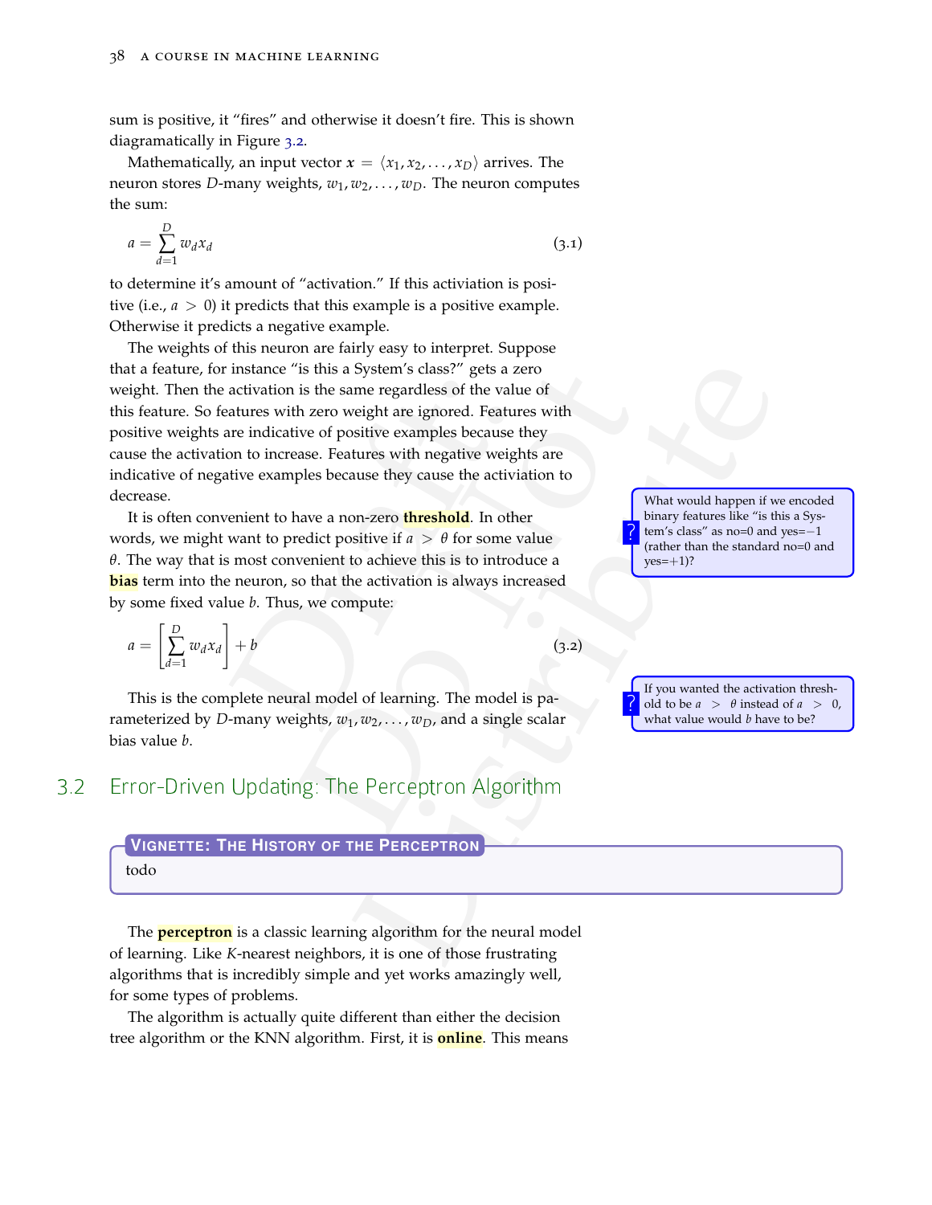sum is positive, it "fires" and otherwise it doesn't fire. This is shown diagramatically in Figure 3.2.

Mathematically, an input vector $\boldsymbol{x} = \langle x_1, x_2, \ldots, x_D \rangle$ arrives. The neuron stores $D$-many weights, $w_1, w_2, \ldots, w_D$. The neuron computes the sum:

$$a = \sum_{d=1}^{D} w_d x_d \tag{3.1}$$

to determine it's amount of "activation." If this activiation is positive (i.e., $a > 0$) it predicts that this example is a positive example. Otherwise it predicts a negative example.

The weights of this neuron are fairly easy to interpret. Suppose that a feature, for instance "is this a System's class?" gets a zero weight. Then the activation is the same regardless of the value of this feature. So features with zero weight are ignored. Features with positive weights are indicative of positive examples because they cause the activation to increase. Features with negative weights are indicative of negative examples because they cause the activiation to decrease.

> ? What would happen if we encoded binary features like "is this a System's class" as no=0 and yes=$-1$ (rather than the standard no=0 and yes=$+1$)?

It is often convenient to have a non-zero **threshold**. In other words, we might want to predict positive if $a > \theta$ for some value $\theta$. The way that is most convenient to achieve this is to introduce a **bias** term into the neuron, so that the activation is always increased by some fixed value $b$. Thus, we compute:

$$a = \left[ \sum_{d=1}^{D} w_d x_d \right] + b \tag{3.2}$$

> ? If you wanted the activation threshold to be $a > \theta$ instead of $a > 0$, what value would $b$ have to be?

This is the complete neural model of learning. The model is parameterized by $D$-many weights, $w_1, w_2, \ldots, w_D$, and a single scalar bias value $b$.

## 3.2 Error-Driven Updating: The Perceptron Algorithm

**Vignette: The History of the Perceptron**

todo

The **perceptron** is a classic learning algorithm for the neural model of learning. Like $K$-nearest neighbors, it is one of those frustrating algorithms that is incredibly simple and yet works amazingly well, for some types of problems.

The algorithm is actually quite different than either the decision tree algorithm or the KNN algorithm. First, it is **online**. This means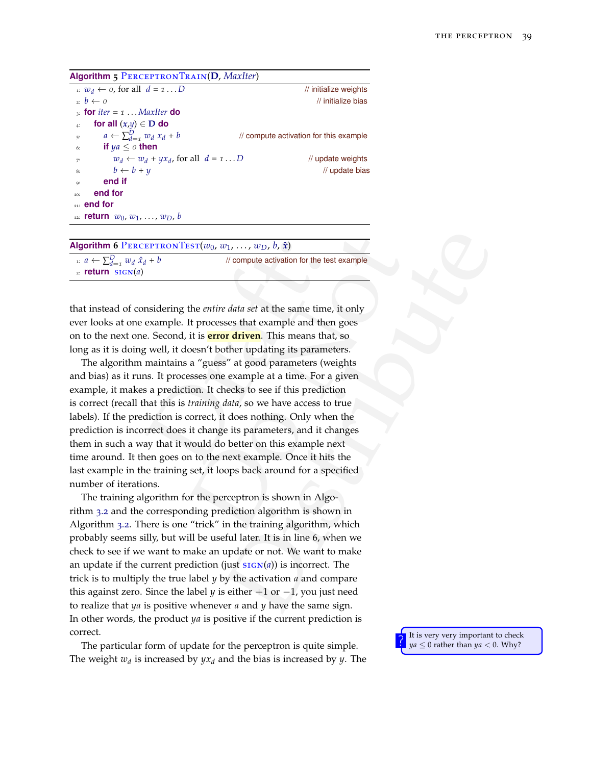**Algorithm 5** PerceptronTrain(**D**, *MaxIter*)

```
1: w_d ← 0, for all d = 1 . . . D                      // initialize weights
2: b ← 0                                                // initialize bias
3: for iter = 1 . . . MaxIter do
4:   for all (x,y) ∈ D do
5:     a ← ∑_{d=1}^{D} w_d x_d + b             // compute activation for this example
6:     if ya ≤ 0 then
7:       w_d ← w_d + y x_d, for all d = 1 . . . D          // update weights
8:       b ← b + y                                         // update bias
9:     end if
10:  end for
11: end for
12: return w_0, w_1, . . . , w_D, b
```

**Algorithm 6** PerceptronTest($w_0, w_1, \dots, w_D, b, \hat{x}$)

```
1: a ← ∑_{d=1}^{D} w_d x̂_d + b              // compute activation for the test example
2: return sign(a)
```

that instead of considering the *entire data set* at the same time, it only ever looks at one example. It processes that example and then goes on to the next one. Second, it is **error driven**. This means that, so long as it is doing well, it doesn't bother updating its parameters.

The algorithm maintains a "guess" at good parameters (weights and bias) as it runs. It processes one example at a time. For a given example, it makes a prediction. It checks to see if this prediction is correct (recall that this is *training data*, so we have access to true labels). If the prediction is correct, it does nothing. Only when the prediction is incorrect does it change its parameters, and it changes them in such a way that it would do better on this example next time around. It then goes on to the next example. Once it hits the last example in the training set, it loops back around for a specified number of iterations.

The training algorithm for the perceptron is shown in Algorithm 3.2 and the corresponding prediction algorithm is shown in Algorithm 3.2. There is one "trick" in the training algorithm, which probably seems silly, but will be useful later. It is in line 6, when we check to see if we want to make an update or not. We want to make an update if the current prediction (just $\text{sign}(a)$) is incorrect. The trick is to multiply the true label $y$ by the activation $a$ and compare this against zero. Since the label $y$ is either $+1$ or $-1$, you just need to realize that $ya$ is positive whenever $a$ and $y$ have the same sign. In other words, the product $ya$ is positive if the current prediction is correct.

> ? It is very very important to check $ya \leq 0$ rather than $ya < 0$. Why?

The particular form of update for the perceptron is quite simple. The weight $w_d$ is increased by $yx_d$ and the bias is increased by $y$. The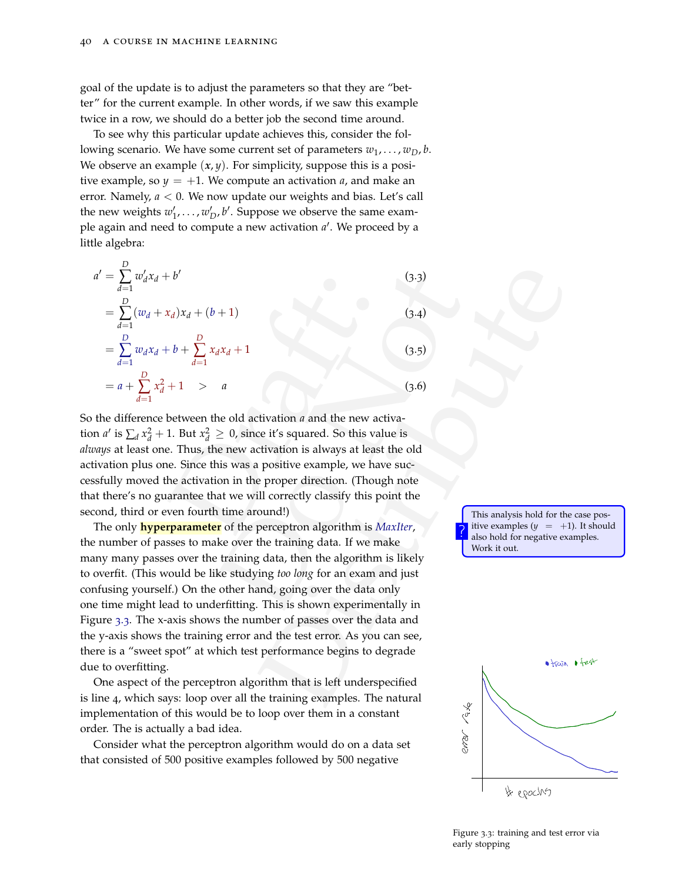goal of the update is to adjust the parameters so that they are "better" for the current example. In other words, if we saw this example twice in a row, we should do a better job the second time around.

To see why this particular update achieves this, consider the following scenario. We have some current set of parameters $w_1, \dots, w_D, b$. We observe an example $(\mathbf{x}, y)$. For simplicity, suppose this is a positive example, so $y = +1$. We compute an activation $a$, and make an error. Namely, $a < 0$. We now update our weights and bias. Let's call the new weights $w'_1, \dots, w'_D, b'$. Suppose we observe the same example again and need to compute a new activation $a'$. We proceed by a little algebra:

$$a' = \sum_{d=1}^{D} w'_d x_d + b' \tag{3.3}$$

$$= \sum_{d=1}^{D} (w_d + x_d) x_d + (b + 1) \tag{3.4}$$

$$= \sum_{d=1}^{D} w_d x_d + b + \sum_{d=1}^{D} x_d x_d + 1 \tag{3.5}$$

$$= a + \sum_{d=1}^{D} x_d^2 + 1 \quad > \quad a \tag{3.6}$$

So the difference between the old activation $a$ and the new activation $a'$ is $\sum_d x_d^2 + 1$. But $x_d^2 \geq 0$, since it's squared. So this value is *always* at least one. Thus, the new activation is always at least the old activation plus one. Since this was a positive example, we have successfully moved the activation in the proper direction. (Though note that there's no guarantee that we will correctly classify this point the second, third or even fourth time around!)

This analysis hold for the case positive examples ($y = +1$). It should also hold for negative examples. Work it out.

The only **hyperparameter** of the perceptron algorithm is *MaxIter*, the number of passes to make over the training data. If we make many many passes over the training data, then the algorithm is likely to overfit. (This would be like studying *too long* for an exam and just confusing yourself.) On the other hand, going over the data only one time might lead to underfitting. This is shown experimentally in Figure 3.3. The x-axis shows the number of passes over the data and the y-axis shows the training error and the test error. As you can see, there is a "sweet spot" at which test performance begins to degrade due to overfitting.

One aspect of the perceptron algorithm that is left underspecified is line 4, which says: loop over all the training examples. The natural implementation of this would be to loop over them in a constant order. The is actually a bad idea.

Consider what the perceptron algorithm would do on a data set that consisted of 500 positive examples followed by 500 negative

Figure 3.3: training and test error via early stopping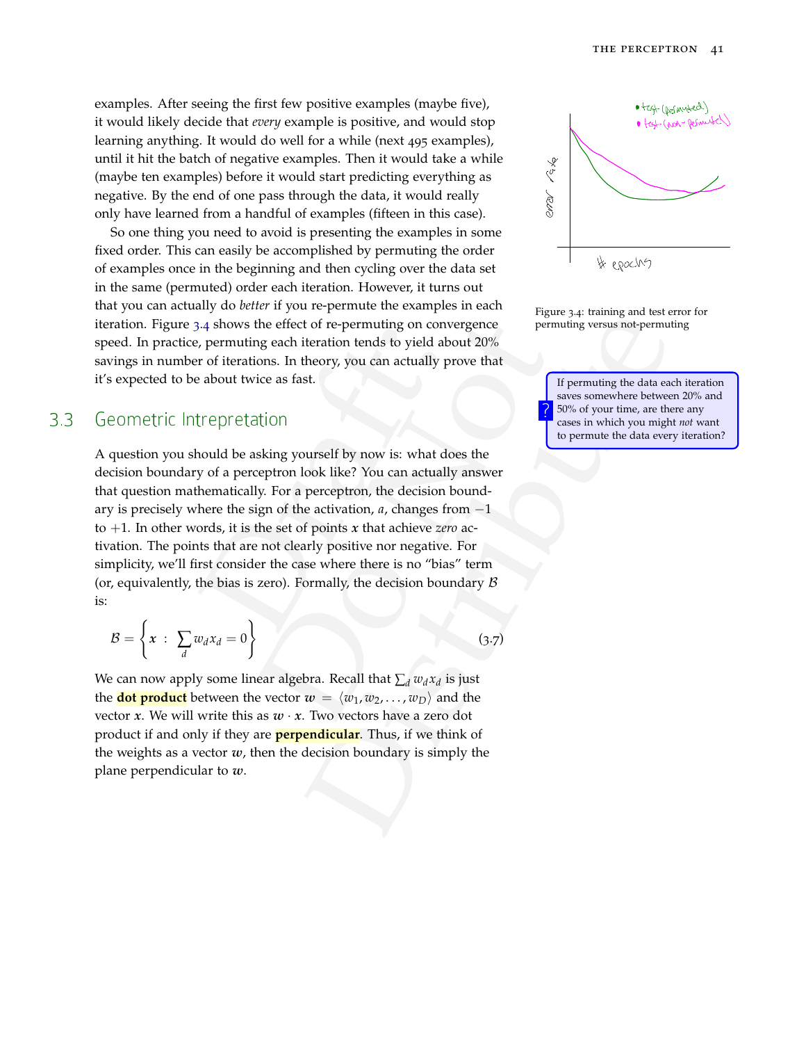examples. After seeing the first few positive examples (maybe five), it would likely decide that *every* example is positive, and would stop learning anything. It would do well for a while (next 495 examples), until it hit the batch of negative examples. Then it would take a while (maybe ten examples) before it would start predicting everything as negative. By the end of one pass through the data, it would really only have learned from a handful of examples (fifteen in this case).

So one thing you need to avoid is presenting the examples in some fixed order. This can easily be accomplished by permuting the order of examples once in the beginning and then cycling over the data set in the same (permuted) order each iteration. However, it turns out that you can actually do *better* if you re-permute the examples in each iteration. Figure 3.4 shows the effect of re-permuting on convergence speed. In practice, permuting each iteration tends to yield about 20% savings in number of iterations. In theory, you can actually prove that it's expected to be about twice as fast.

Figure 3.4: training and test error for permuting versus not-permuting

> ? If permuting the data each iteration saves somewhere between 20% and 50% of your time, are there any cases in which you might *not* want to permute the data every iteration?

## 3.3 Geometric Intrepretation

A question you should be asking yourself by now is: what does the decision boundary of a perceptron look like? You can actually answer that question mathematically. For a perceptron, the decision boundary is precisely where the sign of the activation, $a$, changes from $-1$ to $+1$. In other words, it is the set of points $\boldsymbol{x}$ that achieve *zero* activation. The points that are not clearly positive nor negative. For simplicity, we'll first consider the case where there is no "bias" term (or, equivalently, the bias is zero). Formally, the decision boundary $\mathcal{B}$ is:

$$\mathcal{B} = \left\{ \boldsymbol{x} \; : \; \sum_d w_d x_d = 0 \right\} \tag{3.7}$$

We can now apply some linear algebra. Recall that $\sum_d w_d x_d$ is just the **dot product** between the vector $\boldsymbol{w} = \langle w_1, w_2, \ldots, w_D \rangle$ and the vector $\boldsymbol{x}$. We will write this as $\boldsymbol{w} \cdot \boldsymbol{x}$. Two vectors have a zero dot product if and only if they are **perpendicular**. Thus, if we think of the weights as a vector $\boldsymbol{w}$, then the decision boundary is simply the plane perpendicular to $\boldsymbol{w}$.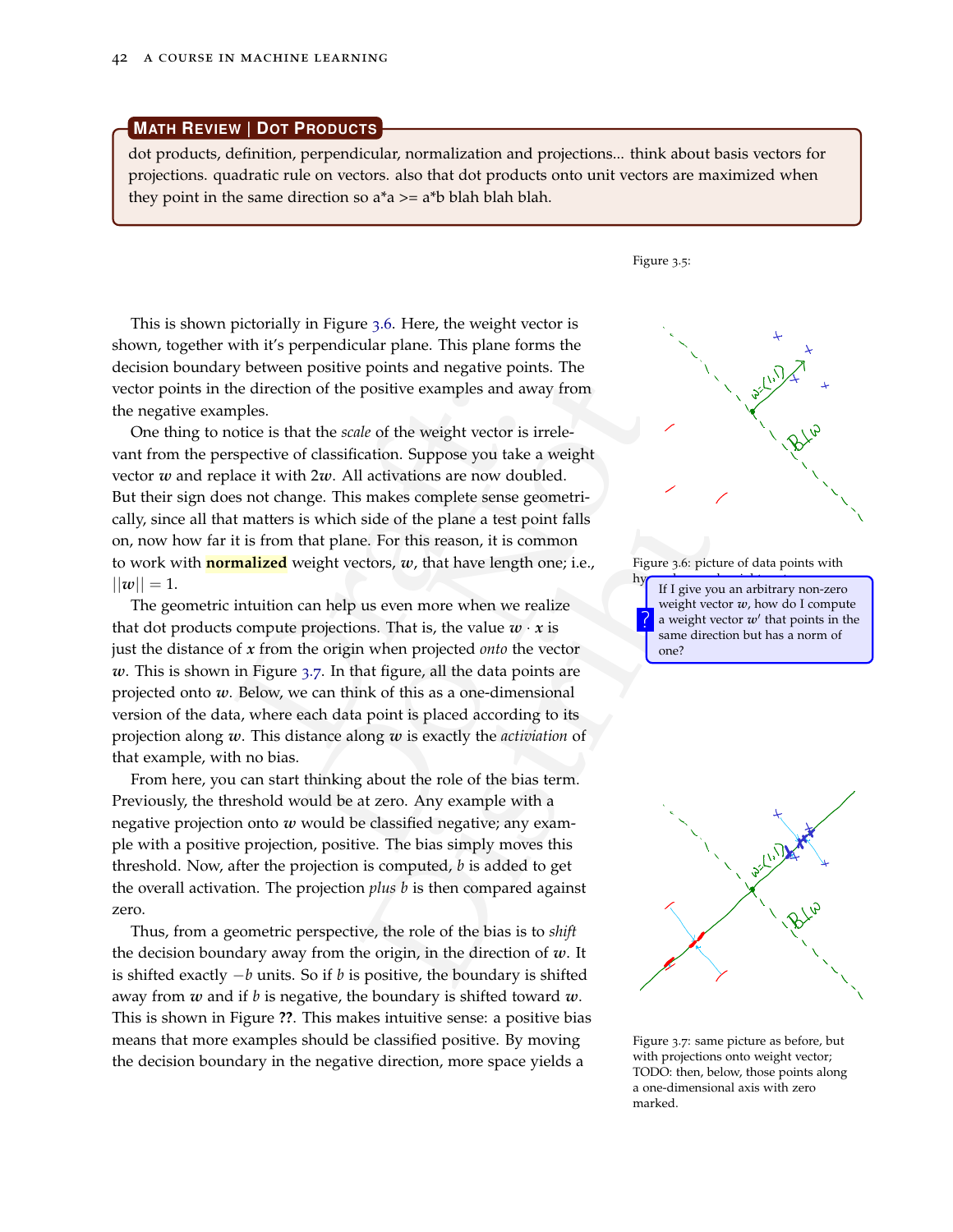**Math Review | Dot Products**

dot products, definition, perpendicular, normalization and projections... think about basis vectors for projections. quadratic rule on vectors. also that dot products onto unit vectors are maximized when they point in the same direction so a*a >= a*b blah blah blah.

Figure 3.5:

This is shown pictorially in Figure 3.6. Here, the weight vector is shown, together with it's perpendicular plane. This plane forms the decision boundary between positive points and negative points. The vector points in the direction of the positive examples and away from the negative examples.

One thing to notice is that the *scale* of the weight vector is irrelevant from the perspective of classification. Suppose you take a weight vector $\boldsymbol{w}$ and replace it with $2\boldsymbol{w}$. All activations are now doubled. But their sign does not change. This makes complete sense geometrically, since all that matters is which side of the plane a test point falls on, now how far it is from that plane. For this reason, it is common to work with **normalized** weight vectors, $\boldsymbol{w}$, that have length one; i.e., $||\boldsymbol{w}|| = 1$.

Figure 3.6: picture of data points with hyperplane and weight vector

> ? If I give you an arbitrary non-zero weight vector $\boldsymbol{w}$, how do I compute a weight vector $\boldsymbol{w}'$ that points in the same direction but has a norm of one?

The geometric intuition can help us even more when we realize that dot products compute projections. That is, the value $\boldsymbol{w} \cdot \boldsymbol{x}$ is just the distance of $\boldsymbol{x}$ from the origin when projected *onto* the vector $\boldsymbol{w}$. This is shown in Figure 3.7. In that figure, all the data points are projected onto $\boldsymbol{w}$. Below, we can think of this as a one-dimensional version of the data, where each data point is placed according to its projection along $\boldsymbol{w}$. This distance along $\boldsymbol{w}$ is exactly the *activiation* of that example, with no bias.

From here, you can start thinking about the role of the bias term. Previously, the threshold would be at zero. Any example with a negative projection onto $\boldsymbol{w}$ would be classified negative; any example with a positive projection, positive. The bias simply moves this threshold. Now, after the projection is computed, $b$ is added to get the overall activation. The projection *plus* $b$ is then compared against zero.

Thus, from a geometric perspective, the role of the bias is to *shift* the decision boundary away from the origin, in the direction of $\boldsymbol{w}$. It is shifted exactly $-b$ units. So if $b$ is positive, the boundary is shifted away from $\boldsymbol{w}$ and if $b$ is negative, the boundary is shifted toward $\boldsymbol{w}$. This is shown in Figure **??**. This makes intuitive sense: a positive bias means that more examples should be classified positive. By moving the decision boundary in the negative direction, more space yields a

Figure 3.7: same picture as before, but with projections onto weight vector; TODO: then, below, those points along a one-dimensional axis with zero marked.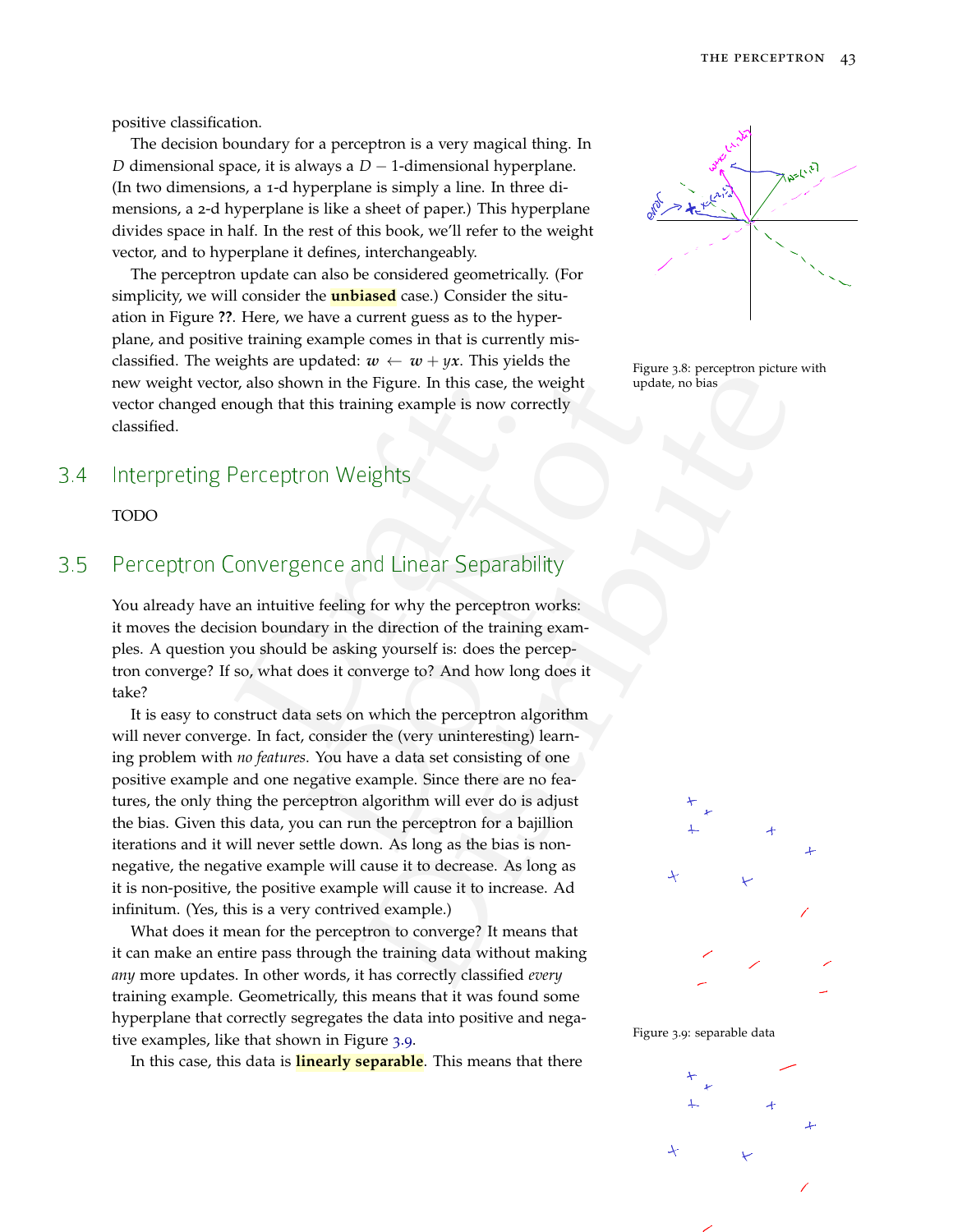positive classification.

The decision boundary for a perceptron is a very magical thing. In $D$ dimensional space, it is always a $D-1$-dimensional hyperplane. (In two dimensions, a 1-d hyperplane is simply a line. In three dimensions, a 2-d hyperplane is like a sheet of paper.) This hyperplane divides space in half. In the rest of this book, we'll refer to the weight vector, and to hyperplane it defines, interchangeably.

The perceptron update can also be considered geometrically. (For simplicity, we will consider the **unbiased** case.) Consider the situation in Figure **??**. Here, we have a current guess as to the hyperplane, and positive training example comes in that is currently misclassified. The weights are updated: $\boldsymbol{w} \leftarrow \boldsymbol{w} + y\boldsymbol{x}$. This yields the new weight vector, also shown in the Figure. In this case, the weight vector changed enough that this training example is now correctly classified.

Figure 3.8: perceptron picture with update, no bias

## 3.4 Interpreting Perceptron Weights

TODO

## 3.5 Perceptron Convergence and Linear Separability

You already have an intuitive feeling for why the perceptron works: it moves the decision boundary in the direction of the training examples. A question you should be asking yourself is: does the perceptron converge? If so, what does it converge to? And how long does it take?

It is easy to construct data sets on which the perceptron algorithm will never converge. In fact, consider the (very uninteresting) learning problem with *no features*. You have a data set consisting of one positive example and one negative example. Since there are no features, the only thing the perceptron algorithm will ever do is adjust the bias. Given this data, you can run the perceptron for a bajillion iterations and it will never settle down. As long as the bias is non-negative, the negative example will cause it to decrease. As long as it is non-positive, the positive example will cause it to increase. Ad infinitum. (Yes, this is a very contrived example.)

What does it mean for the perceptron to converge? It means that it can make an entire pass through the training data without making *any* more updates. In other words, it has correctly classified *every* training example. Geometrically, this means that it was found some hyperplane that correctly segregates the data into positive and negative examples, like that shown in Figure 3.9.

Figure 3.9: separable data

In this case, this data is **linearly separable**. This means that there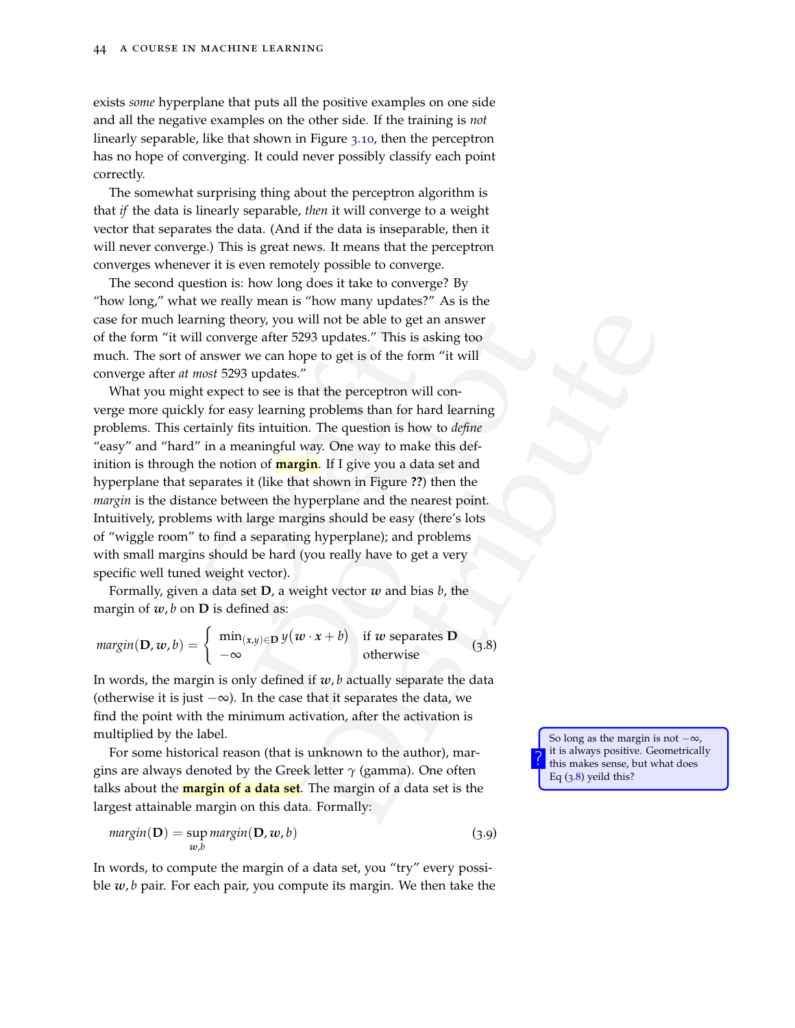exists *some* hyperplane that puts all the positive examples on one side and all the negative examples on the other side. If the training is *not* linearly separable, like that shown in Figure 3.10, then the perceptron has no hope of converging. It could never possibly classify each point correctly.

The somewhat surprising thing about the perceptron algorithm is that *if* the data is linearly separable, *then* it will converge to a weight vector that separates the data. (And if the data is inseparable, then it will never converge.) This is great news. It means that the perceptron converges whenever it is even remotely possible to converge.

The second question is: how long does it take to converge? By "how long," what we really mean is "how many updates?" As is the case for much learning theory, you will not be able to get an answer of the form "it will converge after 5293 updates." This is asking too much. The sort of answer we can hope to get is of the form "it will converge after *at most* 5293 updates."

What you might expect to see is that the perceptron will converge more quickly for easy learning problems than for hard learning problems. This certainly fits intuition. The question is how to *define* "easy" and "hard" in a meaningful way. One way to make this definition is through the notion of **margin**. If I give you a data set and hyperplane that separates it (like that shown in Figure **??**) then the *margin* is the distance between the hyperplane and the nearest point. Intuitively, problems with large margins should be easy (there's lots of "wiggle room" to find a separating hyperplane); and problems with small margins should be hard (you really have to get a very specific well tuned weight vector).

Formally, given a data set $\mathbf{D}$, a weight vector $\boldsymbol{w}$ and bias $b$, the margin of $\boldsymbol{w}, b$ on $\mathbf{D}$ is defined as:

$$margin(\mathbf{D}, \boldsymbol{w}, b) = \begin{cases} \min_{(\boldsymbol{x},y)\in\mathbf{D}} y\big(\boldsymbol{w}\cdot\boldsymbol{x} + b\big) & \text{if } \boldsymbol{w} \text{ separates } \mathbf{D} \\ -\infty & \text{otherwise} \end{cases} \tag{3.8}$$

In words, the margin is only defined if $\boldsymbol{w}, b$ actually separate the data (otherwise it is just $-\infty$). In the case that it separates the data, we find the point with the minimum activation, after the activation is multiplied by the label.

So long as the margin is not $-\infty$, it is always positive. Geometrically this makes sense, but what does Eq (3.8) yeild this?

For some historical reason (that is unknown to the author), margins are always denoted by the Greek letter $\gamma$ (gamma). One often talks about the **margin of a data set**. The margin of a data set is the largest attainable margin on this data. Formally:

$$margin(\mathbf{D}) = \sup_{\boldsymbol{w},b} margin(\mathbf{D}, \boldsymbol{w}, b) \tag{3.9}$$

In words, to compute the margin of a data set, you "try" every possible $\boldsymbol{w}, b$ pair. For each pair, you compute its margin. We then take the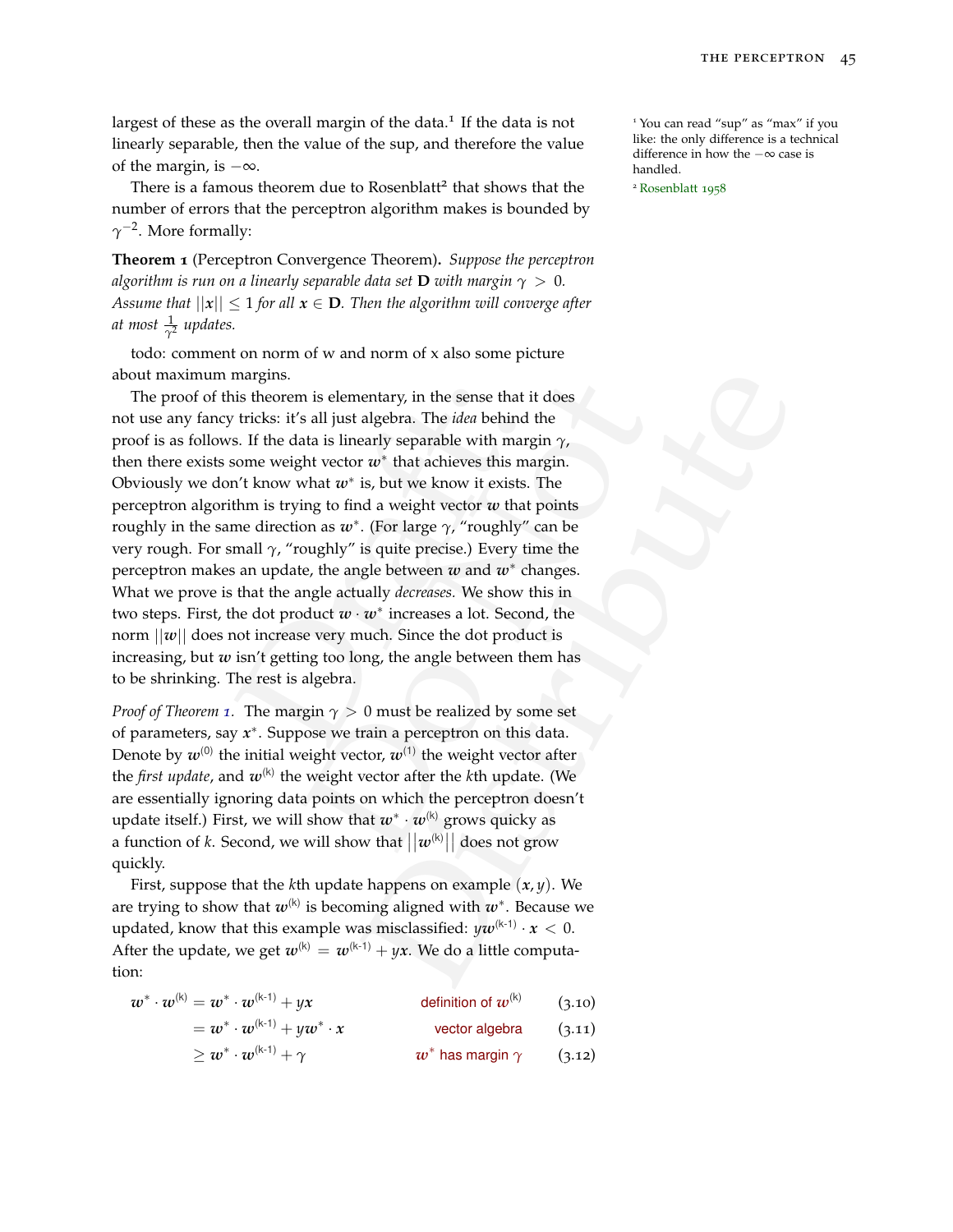largest of these as the overall margin of the data.[1] If the data is not linearly separable, then the value of the sup, and therefore the value of the margin, is $-\infty$.

There is a famous theorem due to Rosenblatt[2] that shows that the number of errors that the perceptron algorithm makes is bounded by $\gamma^{-2}$. More formally:

**Theorem 1** (Perceptron Convergence Theorem)**.** *Suppose the perceptron algorithm is run on a linearly separable data set* $\mathbf{D}$ *with margin* $\gamma > 0$*. Assume that* $||\boldsymbol{x}|| \leq 1$ *for all* $\boldsymbol{x} \in \mathbf{D}$*. Then the algorithm will converge after at most* $\frac{1}{\gamma^2}$ *updates.*

todo: comment on norm of w and norm of x also some picture about maximum margins.

The proof of this theorem is elementary, in the sense that it does not use any fancy tricks: it's all just algebra. The *idea* behind the proof is as follows. If the data is linearly separable with margin $\gamma$, then there exists some weight vector $\boldsymbol{w}^*$ that achieves this margin. Obviously we don't know what $\boldsymbol{w}^*$ is, but we know it exists. The perceptron algorithm is trying to find a weight vector $\boldsymbol{w}$ that points roughly in the same direction as $\boldsymbol{w}^*$. (For large $\gamma$, "roughly" can be very rough. For small $\gamma$, "roughly" is quite precise.) Every time the perceptron makes an update, the angle between $\boldsymbol{w}$ and $\boldsymbol{w}^*$ changes. What we prove is that the angle actually *decreases.* We show this in two steps. First, the dot product $\boldsymbol{w} \cdot \boldsymbol{w}^*$ increases a lot. Second, the norm $||\boldsymbol{w}||$ does not increase very much. Since the dot product is increasing, but $\boldsymbol{w}$ isn't getting too long, the angle between them has to be shrinking. The rest is algebra.

*Proof of Theorem 1.* The margin $\gamma > 0$ must be realized by some set of parameters, say $\boldsymbol{x}^*$. Suppose we train a perceptron on this data. Denote by $\boldsymbol{w}^{(0)}$ the initial weight vector, $\boldsymbol{w}^{(1)}$ the weight vector after the *first update*, and $\boldsymbol{w}^{(k)}$ the weight vector after the $k$th update. (We are essentially ignoring data points on which the perceptron doesn't update itself.) First, we will show that $\boldsymbol{w}^* \cdot \boldsymbol{w}^{(k)}$ grows quicky as a function of $k$. Second, we will show that $\left|\left|\boldsymbol{w}^{(k)}\right|\right|$ does not grow quickly.

First, suppose that the $k$th update happens on example $(\boldsymbol{x}, y)$. We are trying to show that $\boldsymbol{w}^{(k)}$ is becoming aligned with $\boldsymbol{w}^*$. Because we updated, know that this example was misclassified: $y\boldsymbol{w}^{(k-1)} \cdot \boldsymbol{x} < 0$. After the update, we get $\boldsymbol{w}^{(k)} = \boldsymbol{w}^{(k-1)} + y\boldsymbol{x}$. We do a little computation:

$$
\begin{aligned}
\boldsymbol{w}^* \cdot \boldsymbol{w}^{(k)} &= \boldsymbol{w}^* \cdot \boldsymbol{w}^{(k-1)} + y\boldsymbol{x} && \text{definition of } \boldsymbol{w}^{(k)} && (3.10)\\
&= \boldsymbol{w}^* \cdot \boldsymbol{w}^{(k-1)} + y\boldsymbol{w}^* \cdot \boldsymbol{x} && \text{vector algebra} && (3.11)\\
&\geq \boldsymbol{w}^* \cdot \boldsymbol{w}^{(k-1)} + \gamma && \boldsymbol{w}^* \text{ has margin } \gamma && (3.12)
\end{aligned}
$$

[1] You can read "sup" as "max" if you like: the only difference is a technical difference in how the $-\infty$ case is handled.

[2] Rosenblatt 1958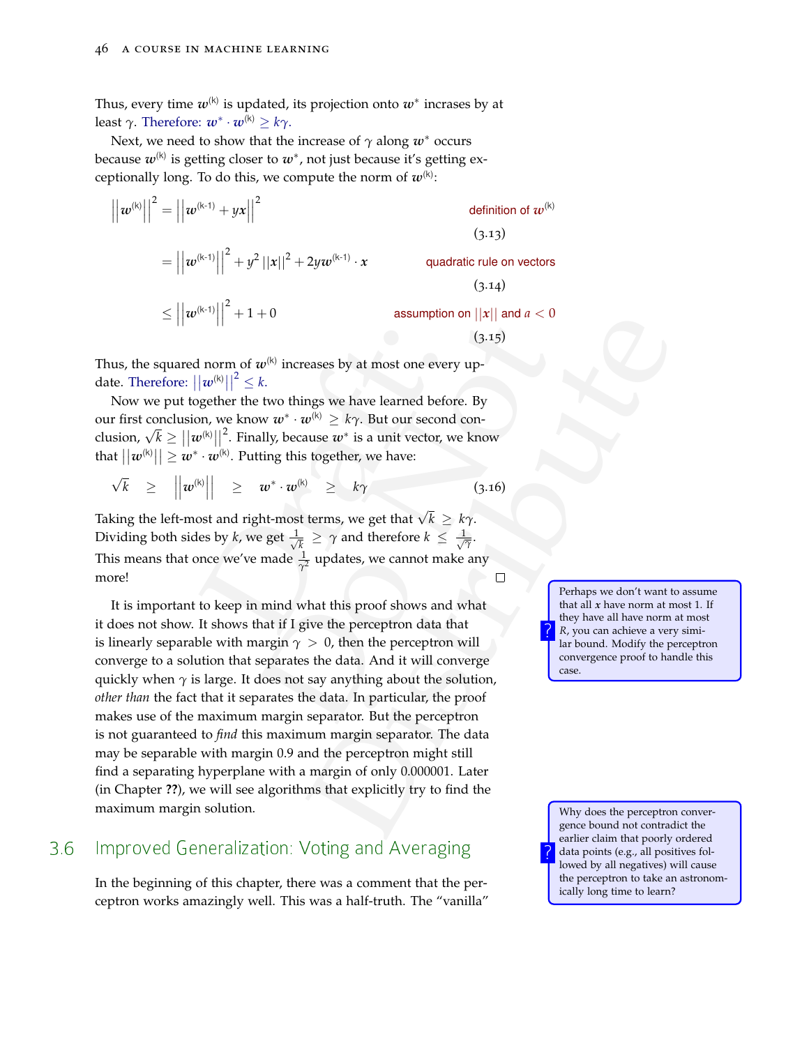Thus, every time $w^{(k)}$ is updated, its projection onto $w^*$ increases by at least $\gamma$. Therefore: $w^* \cdot w^{(k)} \geq k\gamma$.

Next, we need to show that the increase of $\gamma$ along $w^*$ occurs because $w^{(k)}$ is getting closer to $w^*$, not just because it's getting exceptionally long. To do this, we compute the norm of $w^{(k)}$:

$$\left|\left|w^{(k)}\right|\right|^2 = \left|\left|w^{(k-1)} + yx\right|\right|^2 \qquad \text{definition of } w^{(k)} \tag{3.13}$$

$$= \left|\left|w^{(k-1)}\right|\right|^2 + y^2 \left|\left|x\right|\right|^2 + 2yw^{(k-1)} \cdot x \qquad \text{quadratic rule on vectors} \tag{3.14}$$

$$\leq \left|\left|w^{(k-1)}\right|\right|^2 + 1 + 0 \qquad \text{assumption on } ||x|| \text{ and } a < 0 \tag{3.15}$$

Thus, the squared norm of $w^{(k)}$ increases by at most one every update. Therefore: $\left|\left|w^{(k)}\right|\right|^2 \leq k$.

Now we put together the two things we have learned before. By our first conclusion, we know $w^* \cdot w^{(k)} \geq k\gamma$. But our second conclusion, $\sqrt{k} \geq \left|\left|w^{(k)}\right|\right|^2$. Finally, because $w^*$ is a unit vector, we know that $\left|\left|w^{(k)}\right|\right| \geq w^* \cdot w^{(k)}$. Putting this together, we have:

$$\sqrt{k} \quad \geq \quad \left|\left|w^{(k)}\right|\right| \quad \geq \quad w^* \cdot w^{(k)} \quad \geq \quad k\gamma \tag{3.16}$$

Taking the left-most and right-most terms, we get that $\sqrt{k} \geq k\gamma$. Dividing both sides by $k$, we get $\frac{1}{\sqrt{k}} \geq \gamma$ and therefore $k \leq \frac{1}{\sqrt{\gamma}}$. This means that once we've made $\frac{1}{\gamma^2}$ updates, we cannot make any more! □

It is important to keep in mind what this proof shows and what it does not show. It shows that if I give the perceptron data that is linearly separable with margin $\gamma > 0$, then the perceptron will converge to a solution that separates the data. And it will converge quickly when $\gamma$ is large. It does not say anything about the solution, *other than* the fact that it separates the data. In particular, the proof makes use of the maximum margin separator. But the perceptron is not guaranteed to *find* this maximum margin separator. The data may be separable with margin 0.9 and the perceptron might still find a separating hyperplane with a margin of only 0.000001. Later (in Chapter **??**), we will see algorithms that explicitly try to find the maximum margin solution.

> ? Perhaps we don't want to assume that all $x$ have norm at most 1. If they have all have norm at most $R$, you can achieve a very similar bound. Modify the perceptron convergence proof to handle this case.

> ? Why does the perceptron convergence bound not contradict the earlier claim that poorly ordered data points (e.g., all positives followed by all negatives) will cause the perceptron to take an astronomically long time to learn?

## 3.6 Improved Generalization: Voting and Averaging

In the beginning of this chapter, there was a comment that the perceptron works amazingly well. This was a half-truth. The "vanilla"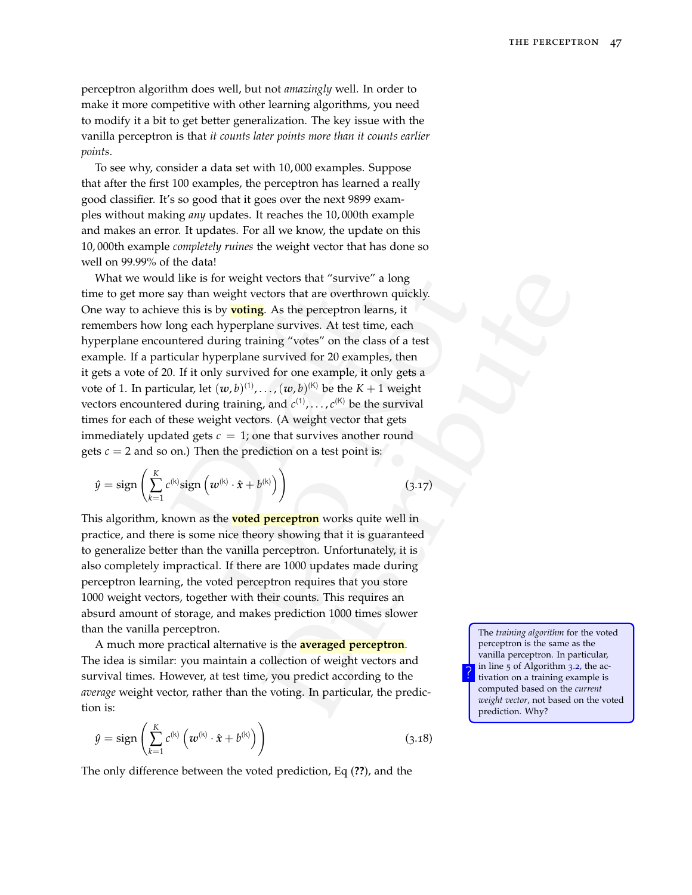perceptron algorithm does well, but not *amazingly* well. In order to make it more competitive with other learning algorithms, you need to modify it a bit to get better generalization. The key issue with the vanilla perceptron is that *it counts later points more than it counts earlier points*.

To see why, consider a data set with 10,000 examples. Suppose that after the first 100 examples, the perceptron has learned a really good classifier. It's so good that it goes over the next 9899 examples without making *any* updates. It reaches the 10,000th example and makes an error. It updates. For all we know, the update on this 10,000th example *completely ruines* the weight vector that has done so well on 99.99% of the data!

What we would like is for weight vectors that "survive" a long time to get more say than weight vectors that are overthrown quickly. One way to achieve this is by **voting**. As the perceptron learns, it remembers how long each hyperplane survives. At test time, each hyperplane encountered during training "votes" on the class of a test example. If a particular hyperplane survived for 20 examples, then it gets a vote of 20. If it only survived for one example, it only gets a vote of 1. In particular, let $(\boldsymbol{w}, b)^{(1)}, \dots, (\boldsymbol{w}, b)^{(K)}$ be the $K + 1$ weight vectors encountered during training, and $c^{(1)}, \dots, c^{(K)}$ be the survival times for each of these weight vectors. (A weight vector that gets immediately updated gets $c = 1$; one that survives another round gets $c = 2$ and so on.) Then the prediction on a test point is:

$$\hat{y} = \text{sign}\left(\sum_{k=1}^{K} c^{(k)} \text{sign}\left(\boldsymbol{w}^{(k)} \cdot \hat{\boldsymbol{x}} + b^{(k)}\right)\right) \tag{3.17}$$

This algorithm, known as the **voted perceptron** works quite well in practice, and there is some nice theory showing that it is guaranteed to generalize better than the vanilla perceptron. Unfortunately, it is also completely impractical. If there are 1000 updates made during perceptron learning, the voted perceptron requires that you store 1000 weight vectors, together with their counts. This requires an absurd amount of storage, and makes prediction 1000 times slower than the vanilla perceptron.

> ? The *training algorithm* for the voted perceptron is the same as the vanilla perceptron. In particular, in line 5 of Algorithm 3.2, the activation on a training example is computed based on the *current weight vector*, not based on the voted prediction. Why?

A much more practical alternative is the **averaged perceptron**. The idea is similar: you maintain a collection of weight vectors and survival times. However, at test time, you predict according to the *average* weight vector, rather than the voting. In particular, the prediction is:

$$\hat{y} = \text{sign}\left(\sum_{k=1}^{K} c^{(k)} \left(\boldsymbol{w}^{(k)} \cdot \hat{\boldsymbol{x}} + b^{(k)}\right)\right) \tag{3.18}$$

The only difference between the voted prediction, Eq (**??**), and the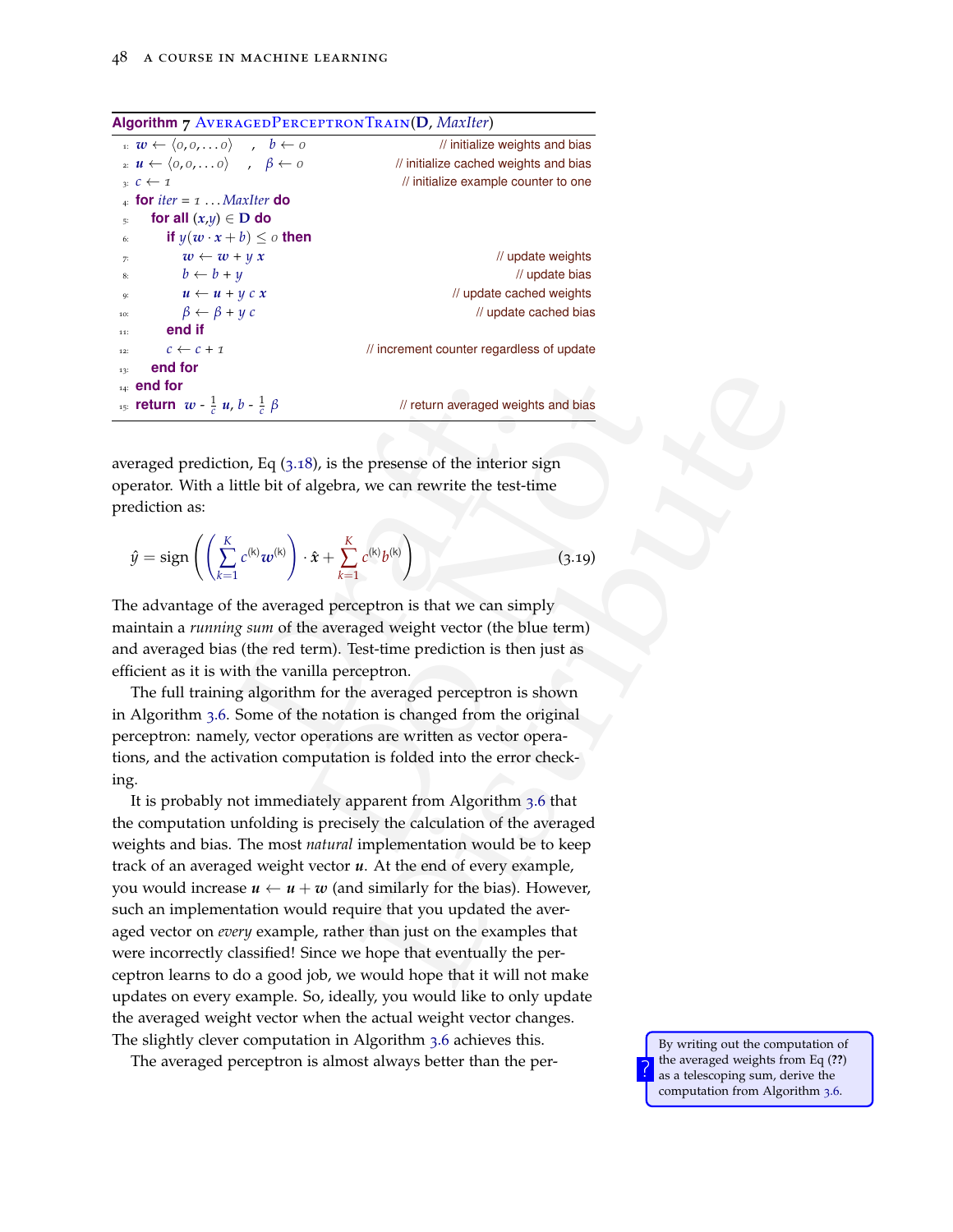**Algorithm 7** AveragedPerceptronTrain($\mathbf{D}$, *MaxIter*)

```
1:  w ← ⟨0,0,...0⟩ ,  b ← 0                          // initialize weights and bias
2:  u ← ⟨0,0,...0⟩ ,  β ← 0                    // initialize cached weights and bias
3:  c ← 1                                        // initialize example counter to one
4:  for iter = 1 ... MaxIter do
5:    for all (x,y) ∈ D do
6:      if y(w · x + b) ≤ 0 then
7:        w ← w + y x                                             // update weights
8:        b ← b + y                                                  // update bias
9:        u ← u + y c x                                      // update cached weights
10:       β ← β + y c                                           // update cached bias
11:     end if
12:     c ← c + 1                          // increment counter regardless of update
13:   end for
14: end for
15: return w - (1/c) u, b - (1/c) β                // return averaged weights and bias
```

averaged prediction, Eq (3.18), is the presense of the interior sign operator. With a little bit of algebra, we can rewrite the test-time prediction as:

$$\hat{y} = \text{sign}\left(\left(\sum_{k=1}^{K} c^{(k)} \boldsymbol{w}^{(k)}\right) \cdot \hat{\boldsymbol{x}} + \sum_{k=1}^{K} c^{(k)} b^{(k)}\right) \tag{3.19}$$

The advantage of the averaged perceptron is that we can simply maintain a *running sum* of the averaged weight vector (the blue term) and averaged bias (the red term). Test-time prediction is then just as efficient as it is with the vanilla perceptron.

The full training algorithm for the averaged perceptron is shown in Algorithm 3.6. Some of the notation is changed from the original perceptron: namely, vector operations are written as vector operations, and the activation computation is folded into the error checking.

It is probably not immediately apparent from Algorithm 3.6 that the computation unfolding is precisely the calculation of the averaged weights and bias. The most *natural* implementation would be to keep track of an averaged weight vector $\boldsymbol{u}$. At the end of every example, you would increase $\boldsymbol{u} \leftarrow \boldsymbol{u} + \boldsymbol{w}$ (and similarly for the bias). However, such an implementation would require that you updated the averaged vector on *every* example, rather than just on the examples that were incorrectly classified! Since we hope that eventually the perceptron learns to do a good job, we would hope that it will not make updates on every example. So, ideally, you would like to only update the averaged weight vector when the actual weight vector changes. The slightly clever computation in Algorithm 3.6 achieves this.

The averaged perceptron is almost always better than the per-

? By writing out the computation of the averaged weights from Eq (??) as a telescoping sum, derive the computation from Algorithm 3.6.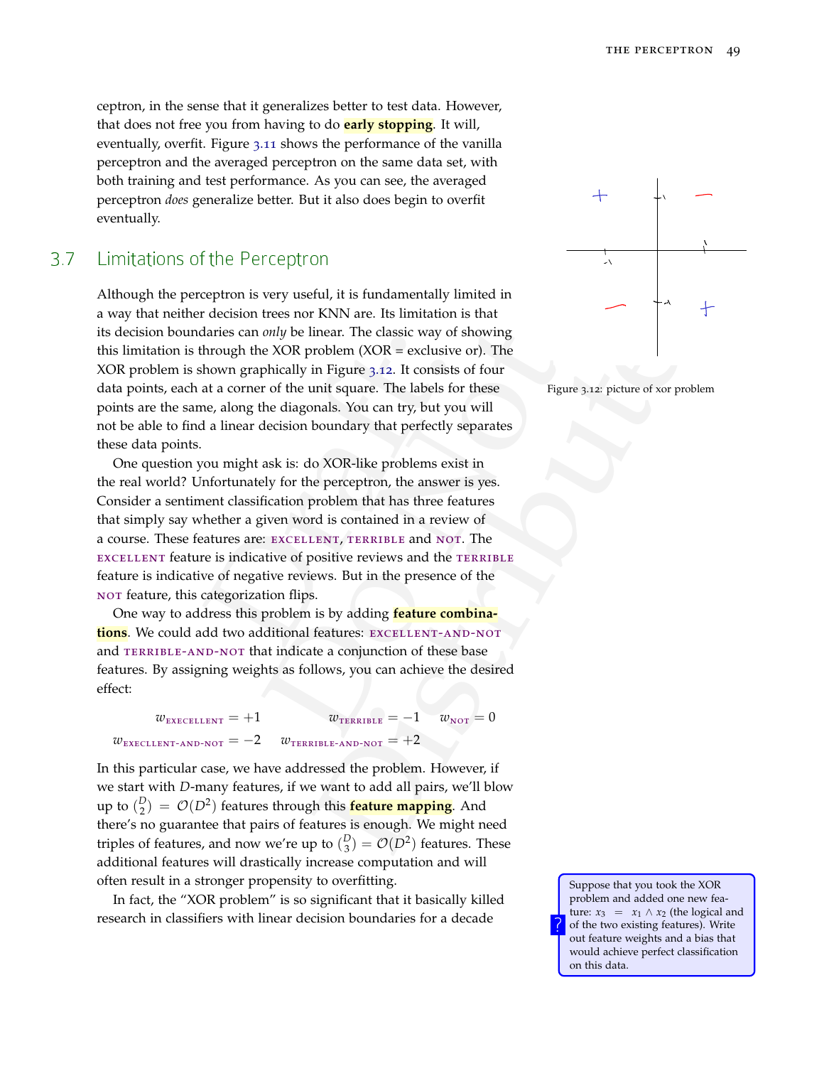ceptron, in the sense that it generalizes better to test data. However, that does not free you from having to do **early stopping**. It will, eventually, overfit. Figure 3.11 shows the performance of the vanilla perceptron and the averaged perceptron on the same data set, with both training and test performance. As you can see, the averaged perceptron *does* generalize better. But it also does begin to overfit eventually.

## 3.7 Limitations of the Perceptron

Although the perceptron is very useful, it is fundamentally limited in a way that neither decision trees nor KNN are. Its limitation is that its decision boundaries can *only* be linear. The classic way of showing this limitation is through the XOR problem (XOR = exclusive or). The XOR problem is shown graphically in Figure 3.12. It consists of four data points, each at a corner of the unit square. The labels for these points are the same, along the diagonals. You can try, but you will not be able to find a linear decision boundary that perfectly separates these data points.

Figure 3.12: picture of xor problem

One question you might ask is: do XOR-like problems exist in the real world? Unfortunately for the perceptron, the answer is yes. Consider a sentiment classification problem that has three features that simply say whether a given word is contained in a review of a course. These features are: EXCELLENT, TERRIBLE and NOT. The EXCELLENT feature is indicative of positive reviews and the TERRIBLE feature is indicative of negative reviews. But in the presence of the NOT feature, this categorization flips.

One way to address this problem is by adding **feature combinations**. We could add two additional features: EXCELLENT-AND-NOT and TERRIBLE-AND-NOT that indicate a conjunction of these base features. By assigning weights as follows, you can achieve the desired effect:

$$w_{\text{EXECELLENT}} = +1 \qquad w_{\text{TERRIBLE}} = -1 \qquad w_{\text{NOT}} = 0$$

$$w_{\text{EXECLLENT-AND-NOT}} = -2 \qquad w_{\text{TERRIBLE-AND-NOT}} = +2$$

In this particular case, we have addressed the problem. However, if we start with $D$-many features, if we want to add all pairs, we'll blow up to $\binom{D}{2} = \mathcal{O}(D^2)$ features through this **feature mapping**. And there's no guarantee that pairs of features is enough. We might need triples of features, and now we're up to $\binom{D}{3} = \mathcal{O}(D^2)$ features. These additional features will drastically increase computation and will often result in a stronger propensity to overfitting.

In fact, the "XOR problem" is so significant that it basically killed research in classifiers with linear decision boundaries for a decade

? Suppose that you took the XOR problem and added one new feature: $x_3 = x_1 \wedge x_2$ (the logical and of the two existing features). Write out feature weights and a bias that would achieve perfect classification on this data.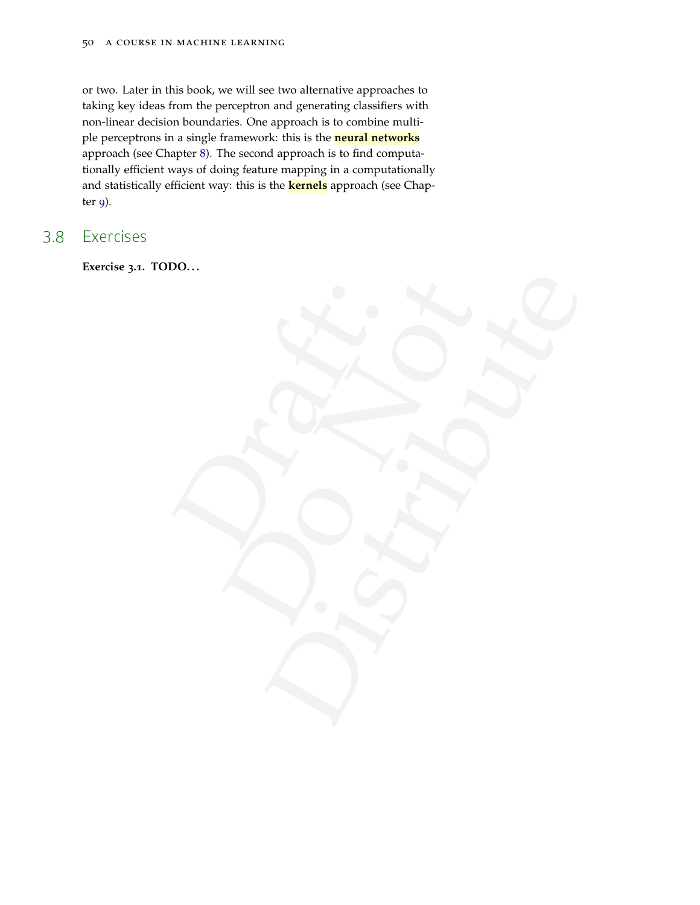or two. Later in this book, we will see two alternative approaches to taking key ideas from the perceptron and generating classifiers with non-linear decision boundaries. One approach is to combine multiple perceptrons in a single framework: this is the **neural networks** approach (see Chapter 8). The second approach is to find computationally efficient ways of doing feature mapping in a computationally and statistically efficient way: this is the **kernels** approach (see Chapter 9).

## 3.8 Exercises

**Exercise 3.1. TODO...**